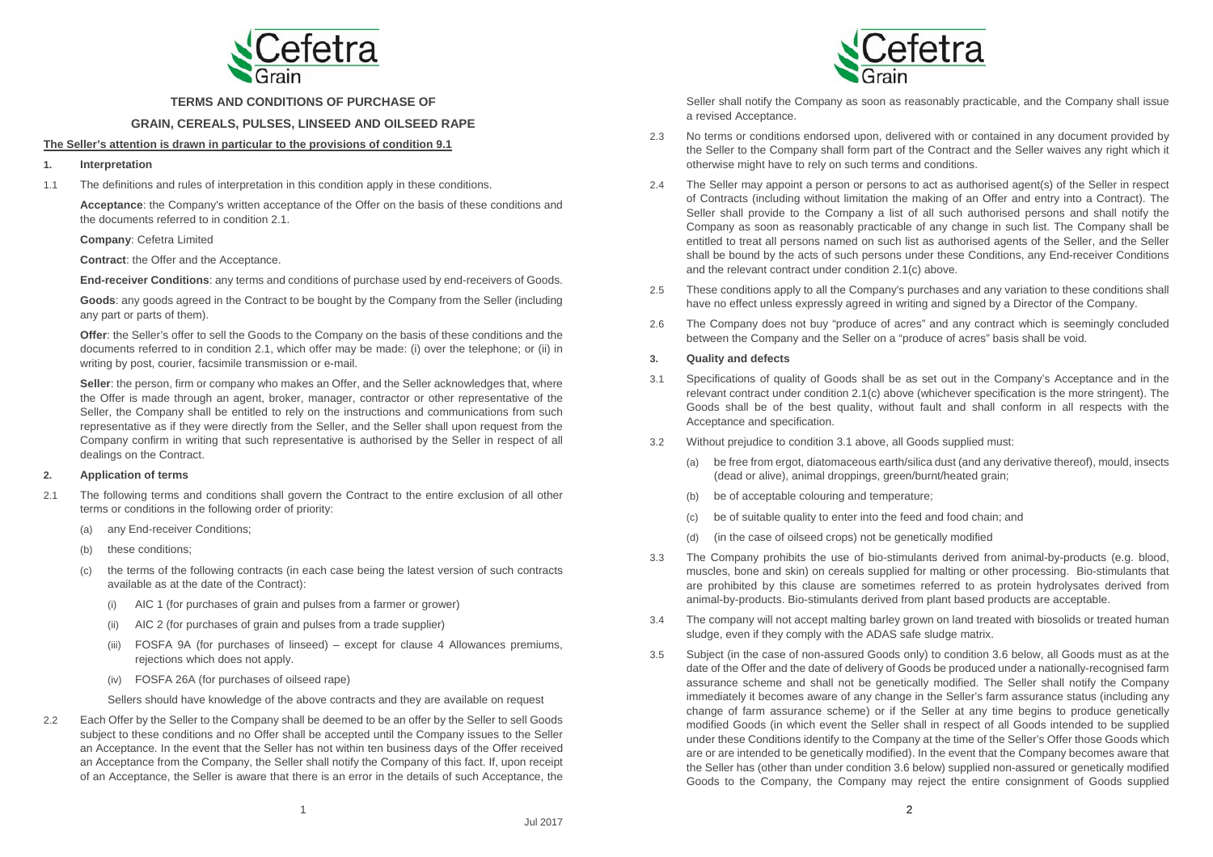# TERMS AND CONDITIONS OF PURCHASE OF

## GRAIN, CEREALS, PULSES, LINSEED AND OILSEED RAPE

**The Seller's attention is drawn in particular to the provisions of condition 9.1**

### 1. Interpretation

1.1 The definitions and rules of interpretation in this condition apply in these conditions.

**Acceptance**: the Company's written acceptance of the Offer on the basis of these conditions and the documents referred to in condition 2.1.

**Company**: Cefetra Limited

**Contract**: the Offer and the Acceptance.

**End-receiver Conditions**: any terms and conditions of purchase used by end-receivers of Goods.

**Goods**: any goods agreed in the Contract to be bought by the Company from the Seller (including any part or parts of them).

**Offer**: the Seller's offer to sell the Goods to the Company on the basis of these conditions and the documents referred to in condition 2.1, which offer may be made: (i) over the telephone; or (ii) in writing by post, courier, facsimile transmission or e-mail.

**Seller**: the person, firm or company who makes an Offer, and the Seller acknowledges that, where the Offer is made through an agent, broker, manager, contractor or other representative of the Seller, the Company shall be entitled to rely on the instructions and communications from such representative as if they were directly from the Seller, and the Seller shall upon request from the Company confirm in writing that such representative is authorised by the Seller in respect of all dealings on the Contract.

### 2. Application of terms

2.1 The following terms and conditions shall govern the Contract to the entire exclusion of all other terms or conditions in the following order of priority:

(a) any End-receiver Conditions;

(b) these conditions;

(c) the terms of the following contracts (in each case being the latest version of such contracts available as at the date of the Contract):

(i) AIC 1 (for purchases of grain and pulses from a farmer or grower)

(ii) AIC 2 (for purchases of grain and pulses from a trade supplier)

(iii) FOSFA 9A (for purchases of linseed) – except for clause 4 Allowances premiums, rejections which does not apply.

(iv) FOSFA 26A (for purchases of oilseed rape)

Sellers should have knowledge of the above contracts and they are available on request

2.2 Each Offer by the Seller to the Company shall be deemed to be an offer by the Seller to sell Goods subject to these conditions and no Offer shall be accepted until the Company issues to the Seller an Acceptance. In the event that the Seller has not within ten business days of the Offer received an Acceptance from the Company, the Seller shall notify the Company of this fact. If, upon receipt of an Acceptance, the Seller is aware that there is an error in the details of such Acceptance, the Seller shall notify the Company as soon as reasonably practicable, and the Company shall issue a revised Acceptance.

2.3 No terms or conditions endorsed upon, delivered with or contained in any document provided by the Seller to the Company shall form part of the Contract and the Seller waives any right which it otherwise might have to rely on such terms and conditions.

2.4 The Seller may appoint a person or persons to act as authorised agent(s) of the Seller in respect of Contracts (including without limitation the making of an Offer and entry into a Contract). The Seller shall provide to the Company a list of all such authorised persons and shall notify the Company as soon as reasonably practicable of any change in such list. The Company shall be entitled to treat all persons named on such list as authorised agents of the Seller, and the Seller shall be bound by the acts of such persons under these Conditions, any End-receiver Conditions and the relevant contract under condition 2.1(c) above.

2.5 These conditions apply to all the Company's purchases and any variation to these conditions shall have no effect unless expressly agreed in writing and signed by a Director of the Company.

2.6 The Company does not buy "produce of acres" and any contract which is seemingly concluded between the Company and the Seller on a "produce of acres" basis shall be void.

### 3. Quality and defects

3.1 Specifications of quality of Goods shall be as set out in the Company's Acceptance and in the relevant contract under condition 2.1(c) above (whichever specification is the more stringent). The Goods shall be of the best quality, without fault and shall conform in all respects with the Acceptance and specification.

3.2 Without prejudice to condition 3.1 above, all Goods supplied must:

(a) be free from ergot, diatomaceous earth/silica dust (and any derivative thereof), mould, insects (dead or alive), animal droppings, green/burnt/heated grain;

(b) be of acceptable colouring and temperature;

(c) be of suitable quality to enter into the feed and food chain; and

(d) (in the case of oilseed crops) not be genetically modified

3.3 The Company prohibits the use of bio-stimulants derived from animal-by-products (e.g. blood, muscles, bone and skin) on cereals supplied for malting or other processing. Bio-stimulants that are prohibited by this clause are sometimes referred to as protein hydrolysates derived from animal-by-products. Bio-stimulants derived from plant based products are acceptable.

3.4 The company will not accept malting barley grown on land treated with biosolids or treated human sludge, even if they comply with the ADAS safe sludge matrix.

3.5 Subject (in the case of non-assured Goods only) to condition 3.6 below, all Goods must as at the date of the Offer and the date of delivery of Goods be produced under a nationally-recognised farm assurance scheme and shall not be genetically modified. The Seller shall notify the Company immediately it becomes aware of any change in the Seller's farm assurance status (including any change of farm assurance scheme) or if the Seller at any time begins to produce genetically modified Goods (in which event the Seller shall in respect of all Goods intended to be supplied under these Conditions identify to the Company at the time of the Seller's Offer those Goods which are or are intended to be genetically modified). In the event that the Company becomes aware that the Seller has (other than under condition 3.6 below) supplied non-assured or genetically modified Goods to the Company, the Company may reject the entire consignment of Goods supplied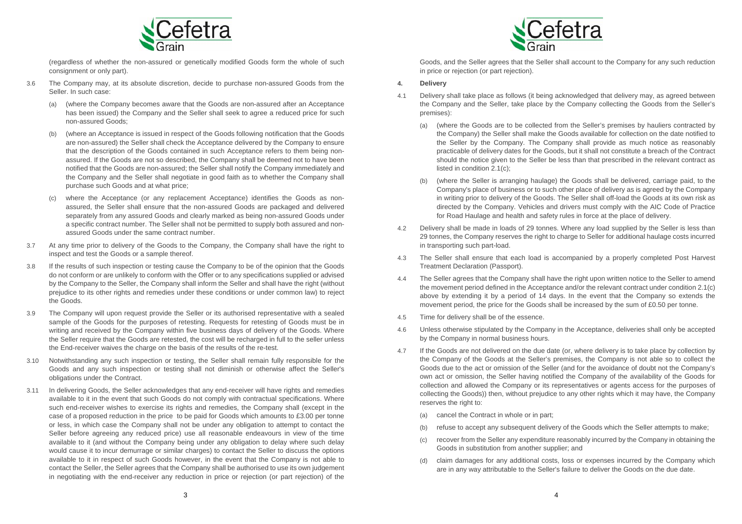(regardless of whether the non-assured or genetically modified Goods form the whole of such consignment or only part).

3.6 The Company may, at its absolute discretion, decide to purchase non-assured Goods from the Seller. In such case:

(a) (where the Company becomes aware that the Goods are non-assured after an Acceptance has been issued) the Company and the Seller shall seek to agree a reduced price for such non-assured Goods;

(b) (where an Acceptance is issued in respect of the Goods following notification that the Goods are non-assured) the Seller shall check the Acceptance delivered by the Company to ensure that the description of the Goods contained in such Acceptance refers to them being non-assured. If the Goods are not so described, the Company shall be deemed not to have been notified that the Goods are non-assured; the Seller shall notify the Company immediately and the Company and the Seller shall negotiate in good faith as to whether the Company shall purchase such Goods and at what price;

(c) where the Acceptance (or any replacement Acceptance) identifies the Goods as non-assured, the Seller shall ensure that the non-assured Goods are packaged and delivered separately from any assured Goods and clearly marked as being non-assured Goods under a specific contract number. The Seller shall not be permitted to supply both assured and non-assured Goods under the same contract number.

3.7 At any time prior to delivery of the Goods to the Company, the Company shall have the right to inspect and test the Goods or a sample thereof.

3.8 If the results of such inspection or testing cause the Company to be of the opinion that the Goods do not conform or are unlikely to conform with the Offer or to any specifications supplied or advised by the Company to the Seller, the Company shall inform the Seller and shall have the right (without prejudice to its other rights and remedies under these conditions or under common law) to reject the Goods.

3.9 The Company will upon request provide the Seller or its authorised representative with a sealed sample of the Goods for the purposes of retesting. Requests for retesting of Goods must be in writing and received by the Company within five business days of delivery of the Goods. Where the Seller require that the Goods are retested, the cost will be recharged in full to the seller unless the End-receiver waives the charge on the basis of the results of the re-test.

3.10 Notwithstanding any such inspection or testing, the Seller shall remain fully responsible for the Goods and any such inspection or testing shall not diminish or otherwise affect the Seller's obligations under the Contract.

3.11 In delivering Goods, the Seller acknowledges that any end-receiver will have rights and remedies available to it in the event that such Goods do not comply with contractual specifications. Where such end-receiver wishes to exercise its rights and remedies, the Company shall (except in the case of a proposed reduction in the price to be paid for Goods which amounts to £3.00 per tonne or less, in which case the Company shall not be under any obligation to attempt to contact the Seller before agreeing any reduced price) use all reasonable endeavours in view of the time available to it (and without the Company being under any obligation to delay where such delay would cause it to incur demurrage or similar charges) to contact the Seller to discuss the options available to it in respect of such Goods however, in the event that the Company is not able to contact the Seller, the Seller agrees that the Company shall be authorised to use its own judgement in negotiating with the end-receiver any reduction in price or rejection (or part rejection) of the Goods, and the Seller agrees that the Seller shall account to the Company for any such reduction in price or rejection (or part rejection).

**4. Delivery**

4.1 Delivery shall take place as follows (it being acknowledged that delivery may, as agreed between the Company and the Seller, take place by the Company collecting the Goods from the Seller's premises):

(a) (where the Goods are to be collected from the Seller's premises by hauliers contracted by the Company) the Seller shall make the Goods available for collection on the date notified to the Seller by the Company. The Company shall provide as much notice as reasonably practicable of delivery dates for the Goods, but it shall not constitute a breach of the Contract should the notice given to the Seller be less than that prescribed in the relevant contract as listed in condition 2.1(c);

(b) (where the Seller is arranging haulage) the Goods shall be delivered, carriage paid, to the Company's place of business or to such other place of delivery as is agreed by the Company in writing prior to delivery of the Goods. The Seller shall off-load the Goods at its own risk as directed by the Company. Vehicles and drivers must comply with the AIC Code of Practice for Road Haulage and health and safety rules in force at the place of delivery.

4.2 Delivery shall be made in loads of 29 tonnes. Where any load supplied by the Seller is less than 29 tonnes, the Company reserves the right to charge to Seller for additional haulage costs incurred in transporting such part-load.

4.3 The Seller shall ensure that each load is accompanied by a properly completed Post Harvest Treatment Declaration (Passport).

4.4 The Seller agrees that the Company shall have the right upon written notice to the Seller to amend the movement period defined in the Acceptance and/or the relevant contract under condition 2.1(c) above by extending it by a period of 14 days. In the event that the Company so extends the movement period, the price for the Goods shall be increased by the sum of £0.50 per tonne.

4.5 Time for delivery shall be of the essence.

4.6 Unless otherwise stipulated by the Company in the Acceptance, deliveries shall only be accepted by the Company in normal business hours.

4.7 If the Goods are not delivered on the due date (or, where delivery is to take place by collection by the Company of the Goods at the Seller's premises, the Company is not able so to collect the Goods due to the act or omission of the Seller (and for the avoidance of doubt not the Company's own act or omission, the Seller having notified the Company of the availability of the Goods for collection and allowed the Company or its representatives or agents access for the purposes of collecting the Goods)) then, without prejudice to any other rights which it may have, the Company reserves the right to:

(a) cancel the Contract in whole or in part;

(b) refuse to accept any subsequent delivery of the Goods which the Seller attempts to make;

(c) recover from the Seller any expenditure reasonably incurred by the Company in obtaining the Goods in substitution from another supplier; and

(d) claim damages for any additional costs, loss or expenses incurred by the Company which are in any way attributable to the Seller's failure to deliver the Goods on the due date.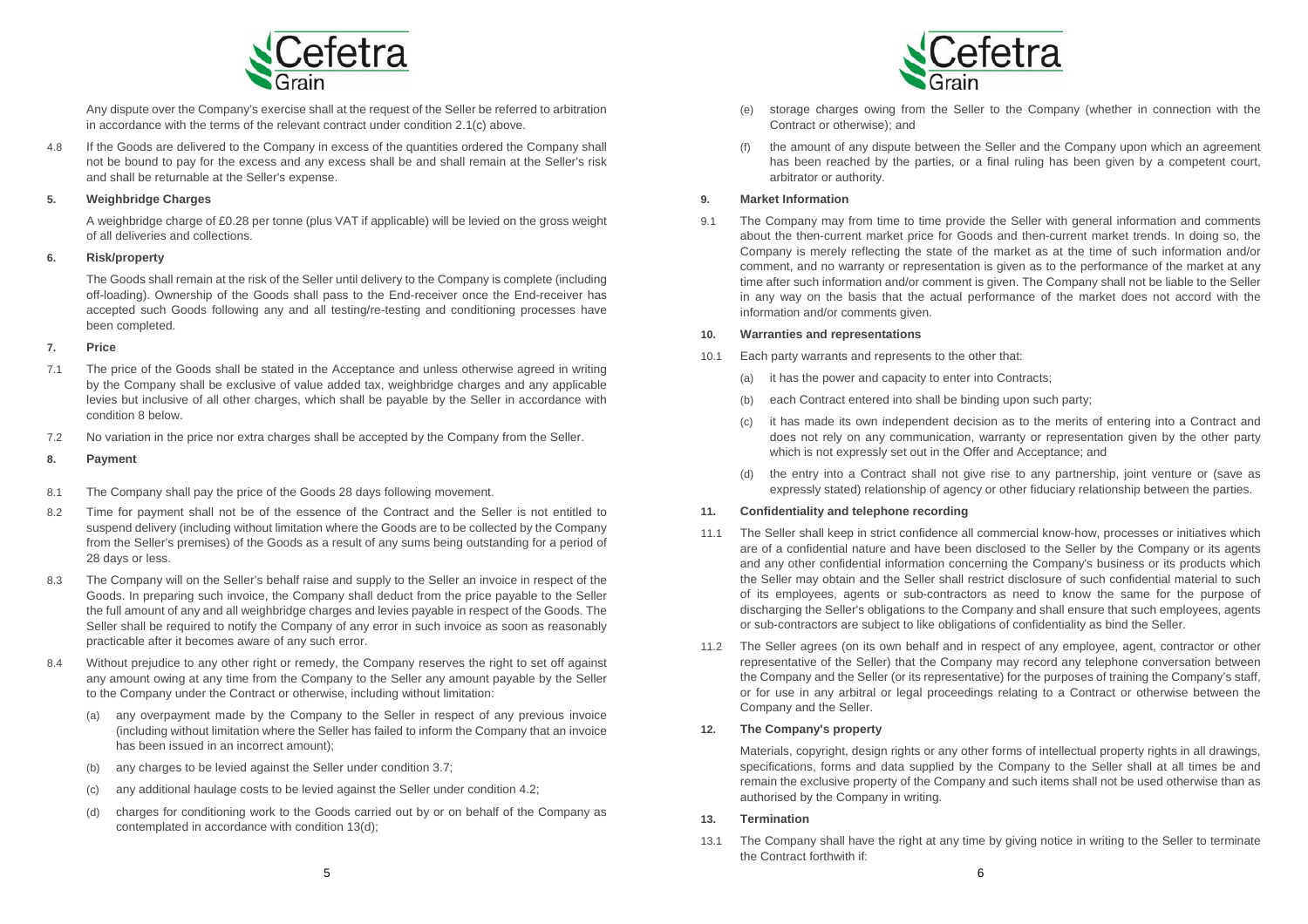Any dispute over the Company's exercise shall at the request of the Seller be referred to arbitration in accordance with the terms of the relevant contract under condition 2.1(c) above.

4.8 If the Goods are delivered to the Company in excess of the quantities ordered the Company shall not be bound to pay for the excess and any excess shall be and shall remain at the Seller's risk and shall be returnable at the Seller's expense.

## 5. Weighbridge Charges

A weighbridge charge of £0.28 per tonne (plus VAT if applicable) will be levied on the gross weight of all deliveries and collections.

## 6. Risk/property

The Goods shall remain at the risk of the Seller until delivery to the Company is complete (including off-loading). Ownership of the Goods shall pass to the End-receiver once the End-receiver has accepted such Goods following any and all testing/re-testing and conditioning processes have been completed.

## 7. Price

7.1 The price of the Goods shall be stated in the Acceptance and unless otherwise agreed in writing by the Company shall be exclusive of value added tax, weighbridge charges and any applicable levies but inclusive of all other charges, which shall be payable by the Seller in accordance with condition 8 below.

7.2 No variation in the price nor extra charges shall be accepted by the Company from the Seller.

## 8. Payment

8.1 The Company shall pay the price of the Goods 28 days following movement.

8.2 Time for payment shall not be of the essence of the Contract and the Seller is not entitled to suspend delivery (including without limitation where the Goods are to be collected by the Company from the Seller's premises) of the Goods as a result of any sums being outstanding for a period of 28 days or less.

8.3 The Company will on the Seller's behalf raise and supply to the Seller an invoice in respect of the Goods. In preparing such invoice, the Company shall deduct from the price payable to the Seller the full amount of any and all weighbridge charges and levies payable in respect of the Goods. The Seller shall be required to notify the Company of any error in such invoice as soon as reasonably practicable after it becomes aware of any such error.

8.4 Without prejudice to any other right or remedy, the Company reserves the right to set off against any amount owing at any time from the Company to the Seller any amount payable by the Seller to the Company under the Contract or otherwise, including without limitation:

(a) any overpayment made by the Company to the Seller in respect of any previous invoice (including without limitation where the Seller has failed to inform the Company that an invoice has been issued in an incorrect amount);

(b) any charges to be levied against the Seller under condition 3.7;

(c) any additional haulage costs to be levied against the Seller under condition 4.2;

(d) charges for conditioning work to the Goods carried out by or on behalf of the Company as contemplated in accordance with condition 13(d);

(e) storage charges owing from the Seller to the Company (whether in connection with the Contract or otherwise); and

(f) the amount of any dispute between the Seller and the Company upon which an agreement has been reached by the parties, or a final ruling has been given by a competent court, arbitrator or authority.

## 9. Market Information

9.1 The Company may from time to time provide the Seller with general information and comments about the then-current market price for Goods and then-current market trends. In doing so, the Company is merely reflecting the state of the market as at the time of such information and/or comment, and no warranty or representation is given as to the performance of the market at any time after such information and/or comment is given. The Company shall not be liable to the Seller in any way on the basis that the actual performance of the market does not accord with the information and/or comments given.

## 10. Warranties and representations

10.1 Each party warrants and represents to the other that:

(a) it has the power and capacity to enter into Contracts;

(b) each Contract entered into shall be binding upon such party;

(c) it has made its own independent decision as to the merits of entering into a Contract and does not rely on any communication, warranty or representation given by the other party which is not expressly set out in the Offer and Acceptance; and

(d) the entry into a Contract shall not give rise to any partnership, joint venture or (save as expressly stated) relationship of agency or other fiduciary relationship between the parties.

## 11. Confidentiality and telephone recording

11.1 The Seller shall keep in strict confidence all commercial know-how, processes or initiatives which are of a confidential nature and have been disclosed to the Seller by the Company or its agents and any other confidential information concerning the Company's business or its products which the Seller may obtain and the Seller shall restrict disclosure of such confidential material to such of its employees, agents or sub-contractors as need to know the same for the purpose of discharging the Seller's obligations to the Company and shall ensure that such employees, agents or sub-contractors are subject to like obligations of confidentiality as bind the Seller.

11.2 The Seller agrees (on its own behalf and in respect of any employee, agent, contractor or other representative of the Seller) that the Company may record any telephone conversation between the Company and the Seller (or its representative) for the purposes of training the Company's staff, or for use in any arbitral or legal proceedings relating to a Contract or otherwise between the Company and the Seller.

## 12. The Company's property

Materials, copyright, design rights or any other forms of intellectual property rights in all drawings, specifications, forms and data supplied by the Company to the Seller shall at all times be and remain the exclusive property of the Company and such items shall not be used otherwise than as authorised by the Company in writing.

## 13. Termination

13.1 The Company shall have the right at any time by giving notice in writing to the Seller to terminate the Contract forthwith if: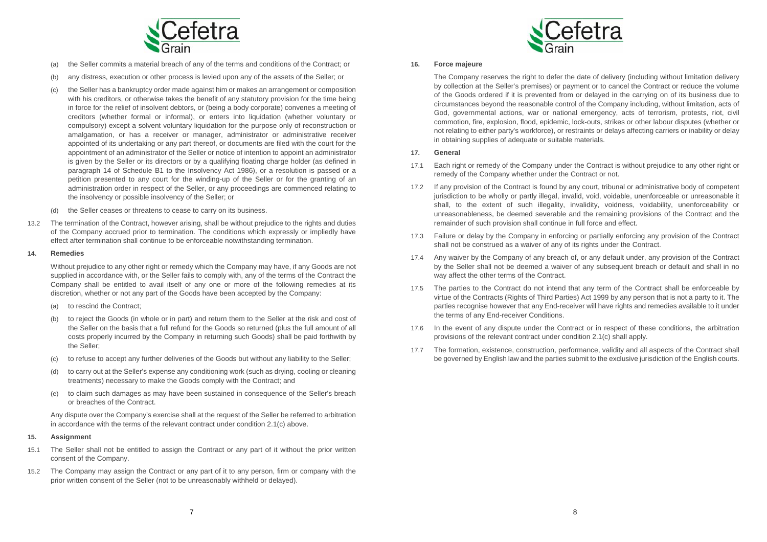(a) the Seller commits a material breach of any of the terms and conditions of the Contract; or

(b) any distress, execution or other process is levied upon any of the assets of the Seller; or

(c) the Seller has a bankruptcy order made against him or makes an arrangement or composition with his creditors, or otherwise takes the benefit of any statutory provision for the time being in force for the relief of insolvent debtors, or (being a body corporate) convenes a meeting of creditors (whether formal or informal), or enters into liquidation (whether voluntary or compulsory) except a solvent voluntary liquidation for the purpose only of reconstruction or amalgamation, or has a receiver or manager, administrator or administrative receiver appointed of its undertaking or any part thereof, or documents are filed with the court for the appointment of an administrator of the Seller or notice of intention to appoint an administrator is given by the Seller or its directors or by a qualifying floating charge holder (as defined in paragraph 14 of Schedule B1 to the Insolvency Act 1986), or a resolution is passed or a petition presented to any court for the winding-up of the Seller or for the granting of an administration order in respect of the Seller, or any proceedings are commenced relating to the insolvency or possible insolvency of the Seller; or

(d) the Seller ceases or threatens to cease to carry on its business.

13.2 The termination of the Contract, however arising, shall be without prejudice to the rights and duties of the Company accrued prior to termination. The conditions which expressly or impliedly have effect after termination shall continue to be enforceable notwithstanding termination.

### 14. Remedies

Without prejudice to any other right or remedy which the Company may have, if any Goods are not supplied in accordance with, or the Seller fails to comply with, any of the terms of the Contract the Company shall be entitled to avail itself of any one or more of the following remedies at its discretion, whether or not any part of the Goods have been accepted by the Company:

(a) to rescind the Contract;

(b) to reject the Goods (in whole or in part) and return them to the Seller at the risk and cost of the Seller on the basis that a full refund for the Goods so returned (plus the full amount of all costs properly incurred by the Company in returning such Goods) shall be paid forthwith by the Seller;

(c) to refuse to accept any further deliveries of the Goods but without any liability to the Seller;

(d) to carry out at the Seller's expense any conditioning work (such as drying, cooling or cleaning treatments) necessary to make the Goods comply with the Contract; and

(e) to claim such damages as may have been sustained in consequence of the Seller's breach or breaches of the Contract.

Any dispute over the Company's exercise shall at the request of the Seller be referred to arbitration in accordance with the terms of the relevant contract under condition 2.1(c) above.

### 15. Assignment

15.1 The Seller shall not be entitled to assign the Contract or any part of it without the prior written consent of the Company.

15.2 The Company may assign the Contract or any part of it to any person, firm or company with the prior written consent of the Seller (not to be unreasonably withheld or delayed).

### 16. Force majeure

The Company reserves the right to defer the date of delivery (including without limitation delivery by collection at the Seller's premises) or payment or to cancel the Contract or reduce the volume of the Goods ordered if it is prevented from or delayed in the carrying on of its business due to circumstances beyond the reasonable control of the Company including, without limitation, acts of God, governmental actions, war or national emergency, acts of terrorism, protests, riot, civil commotion, fire, explosion, flood, epidemic, lock-outs, strikes or other labour disputes (whether or not relating to either party's workforce), or restraints or delays affecting carriers or inability or delay in obtaining supplies of adequate or suitable materials.

### 17. General

17.1 Each right or remedy of the Company under the Contract is without prejudice to any other right or remedy of the Company whether under the Contract or not.

17.2 If any provision of the Contract is found by any court, tribunal or administrative body of competent jurisdiction to be wholly or partly illegal, invalid, void, voidable, unenforceable or unreasonable it shall, to the extent of such illegality, invalidity, voidness, voidability, unenforceability or unreasonableness, be deemed severable and the remaining provisions of the Contract and the remainder of such provision shall continue in full force and effect.

17.3 Failure or delay by the Company in enforcing or partially enforcing any provision of the Contract shall not be construed as a waiver of any of its rights under the Contract.

17.4 Any waiver by the Company of any breach of, or any default under, any provision of the Contract by the Seller shall not be deemed a waiver of any subsequent breach or default and shall in no way affect the other terms of the Contract.

17.5 The parties to the Contract do not intend that any term of the Contract shall be enforceable by virtue of the Contracts (Rights of Third Parties) Act 1999 by any person that is not a party to it. The parties recognise however that any End-receiver will have rights and remedies available to it under the terms of any End-receiver Conditions.

17.6 In the event of any dispute under the Contract or in respect of these conditions, the arbitration provisions of the relevant contract under condition 2.1(c) shall apply.

17.7 The formation, existence, construction, performance, validity and all aspects of the Contract shall be governed by English law and the parties submit to the exclusive jurisdiction of the English courts.